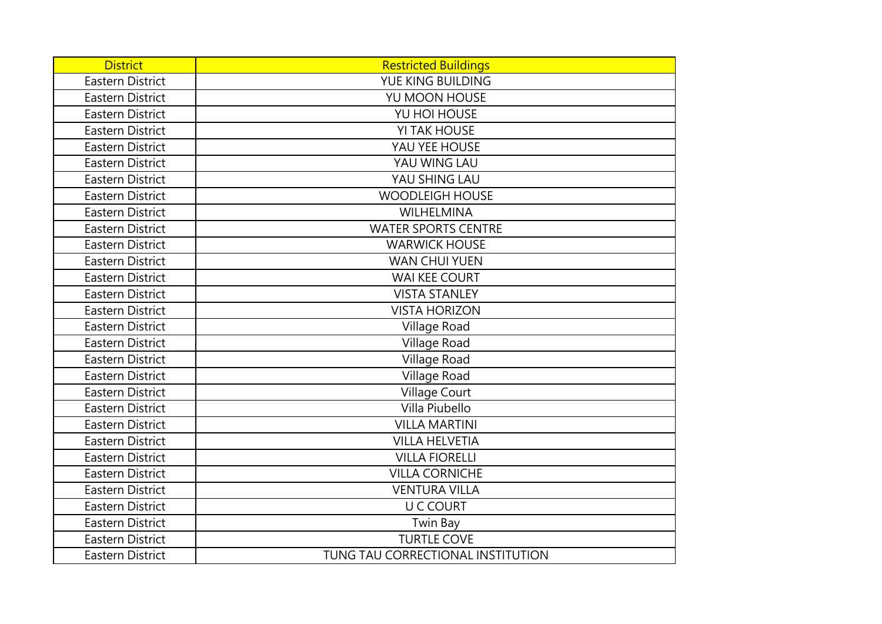| District | Restricted Buildings |
| --- | --- |
| Eastern District | YUE KING BUILDING |
| Eastern District | YU MOON HOUSE |
| Eastern District | YU HOI HOUSE |
| Eastern District | YI TAK HOUSE |
| Eastern District | YAU YEE HOUSE |
| Eastern District | YAU WING LAU |
| Eastern District | YAU SHING LAU |
| Eastern District | WOODLEIGH HOUSE |
| Eastern District | WILHELMINA |
| Eastern District | WATER SPORTS CENTRE |
| Eastern District | WARWICK HOUSE |
| Eastern District | WAN CHUI YUEN |
| Eastern District | WAI KEE COURT |
| Eastern District | VISTA STANLEY |
| Eastern District | VISTA HORIZON |
| Eastern District | Village Road |
| Eastern District | Village Road |
| Eastern District | Village Road |
| Eastern District | Village Road |
| Eastern District | Village Court |
| Eastern District | Villa Piubello |
| Eastern District | VILLA MARTINI |
| Eastern District | VILLA HELVETIA |
| Eastern District | VILLA FIORELLI |
| Eastern District | VILLA CORNICHE |
| Eastern District | VENTURA VILLA |
| Eastern District | U C COURT |
| Eastern District | Twin Bay |
| Eastern District | TURTLE COVE |
| Eastern District | TUNG TAU CORRECTIONAL INSTITUTION |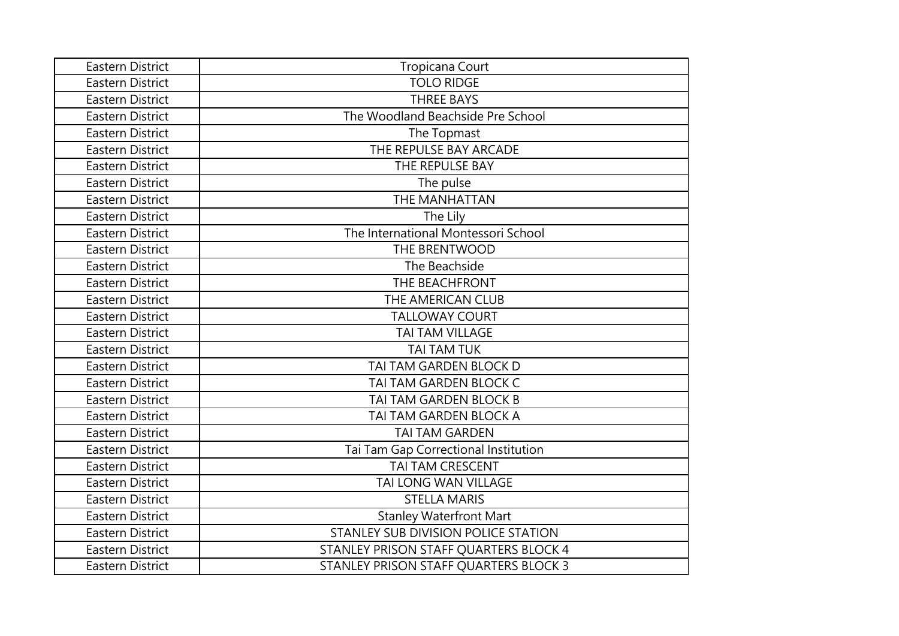| Eastern District | Tropicana Court |
|---|---|
| Eastern District | TOLO RIDGE |
| Eastern District | THREE BAYS |
| Eastern District | The Woodland Beachside Pre School |
| Eastern District | The Topmast |
| Eastern District | THE REPULSE BAY ARCADE |
| Eastern District | THE REPULSE BAY |
| Eastern District | The pulse |
| Eastern District | THE MANHATTAN |
| Eastern District | The Lily |
| Eastern District | The International Montessori School |
| Eastern District | THE BRENTWOOD |
| Eastern District | The Beachside |
| Eastern District | THE BEACHFRONT |
| Eastern District | THE AMERICAN CLUB |
| Eastern District | TALLOWAY COURT |
| Eastern District | TAI TAM VILLAGE |
| Eastern District | TAI TAM TUK |
| Eastern District | TAI TAM GARDEN BLOCK D |
| Eastern District | TAI TAM GARDEN BLOCK C |
| Eastern District | TAI TAM GARDEN BLOCK B |
| Eastern District | TAI TAM GARDEN BLOCK A |
| Eastern District | TAI TAM GARDEN |
| Eastern District | Tai Tam Gap Correctional Institution |
| Eastern District | TAI TAM CRESCENT |
| Eastern District | TAI LONG WAN VILLAGE |
| Eastern District | STELLA MARIS |
| Eastern District | Stanley Waterfront Mart |
| Eastern District | STANLEY SUB DIVISION POLICE STATION |
| Eastern District | STANLEY PRISON STAFF QUARTERS BLOCK 4 |
| Eastern District | STANLEY PRISON STAFF QUARTERS BLOCK 3 |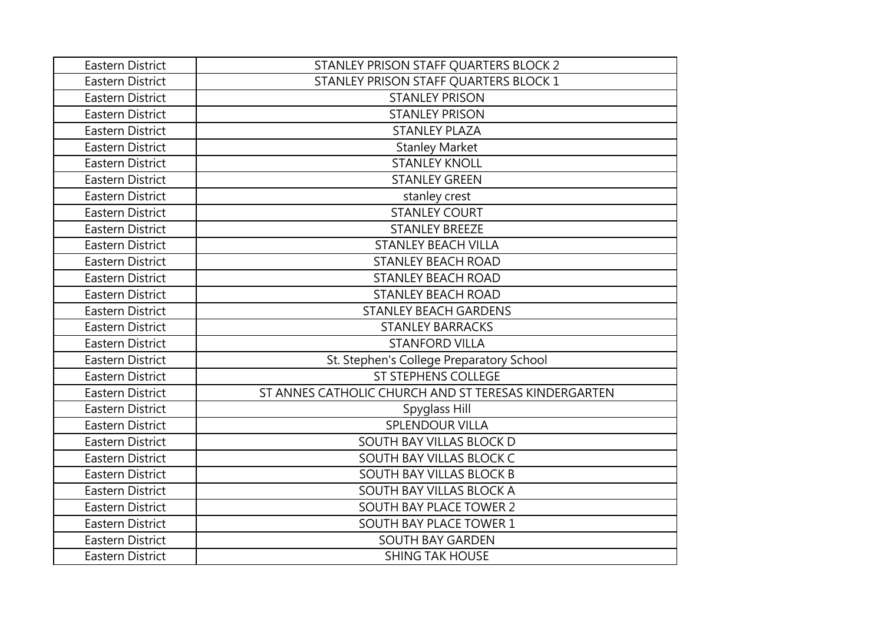| Eastern District | STANLEY PRISON STAFF QUARTERS BLOCK 2 |
|---|---|
| Eastern District | STANLEY PRISON STAFF QUARTERS BLOCK 1 |
| Eastern District | STANLEY PRISON |
| Eastern District | STANLEY PRISON |
| Eastern District | STANLEY PLAZA |
| Eastern District | Stanley Market |
| Eastern District | STANLEY KNOLL |
| Eastern District | STANLEY GREEN |
| Eastern District | stanley crest |
| Eastern District | STANLEY COURT |
| Eastern District | STANLEY BREEZE |
| Eastern District | STANLEY BEACH VILLA |
| Eastern District | STANLEY BEACH ROAD |
| Eastern District | STANLEY BEACH ROAD |
| Eastern District | STANLEY BEACH ROAD |
| Eastern District | STANLEY BEACH GARDENS |
| Eastern District | STANLEY BARRACKS |
| Eastern District | STANFORD VILLA |
| Eastern District | St. Stephen's College Preparatory School |
| Eastern District | ST STEPHENS COLLEGE |
| Eastern District | ST ANNES CATHOLIC CHURCH AND ST TERESAS KINDERGARTEN |
| Eastern District | Spyglass Hill |
| Eastern District | SPLENDOUR VILLA |
| Eastern District | SOUTH BAY VILLAS BLOCK D |
| Eastern District | SOUTH BAY VILLAS BLOCK C |
| Eastern District | SOUTH BAY VILLAS BLOCK B |
| Eastern District | SOUTH BAY VILLAS BLOCK A |
| Eastern District | SOUTH BAY PLACE TOWER 2 |
| Eastern District | SOUTH BAY PLACE TOWER 1 |
| Eastern District | SOUTH BAY GARDEN |
| Eastern District | SHING TAK HOUSE |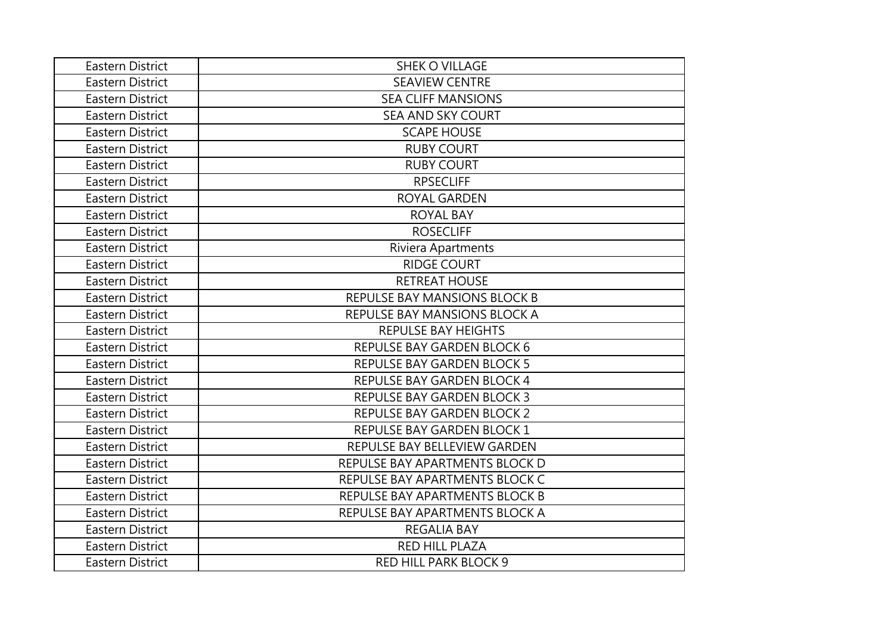| Eastern District | SHEK O VILLAGE |
|---|---|
| Eastern District | SEAVIEW CENTRE |
| Eastern District | SEA CLIFF MANSIONS |
| Eastern District | SEA AND SKY COURT |
| Eastern District | SCAPE HOUSE |
| Eastern District | RUBY COURT |
| Eastern District | RUBY COURT |
| Eastern District | RPSECLIFF |
| Eastern District | ROYAL GARDEN |
| Eastern District | ROYAL BAY |
| Eastern District | ROSECLIFF |
| Eastern District | Riviera Apartments |
| Eastern District | RIDGE COURT |
| Eastern District | RETREAT HOUSE |
| Eastern District | REPULSE BAY MANSIONS BLOCK B |
| Eastern District | REPULSE BAY MANSIONS BLOCK A |
| Eastern District | REPULSE BAY HEIGHTS |
| Eastern District | REPULSE BAY GARDEN BLOCK 6 |
| Eastern District | REPULSE BAY GARDEN BLOCK 5 |
| Eastern District | REPULSE BAY GARDEN BLOCK 4 |
| Eastern District | REPULSE BAY GARDEN BLOCK 3 |
| Eastern District | REPULSE BAY GARDEN BLOCK 2 |
| Eastern District | REPULSE BAY GARDEN BLOCK 1 |
| Eastern District | REPULSE BAY BELLEVIEW GARDEN |
| Eastern District | REPULSE BAY APARTMENTS BLOCK D |
| Eastern District | REPULSE BAY APARTMENTS BLOCK C |
| Eastern District | REPULSE BAY APARTMENTS BLOCK B |
| Eastern District | REPULSE BAY APARTMENTS BLOCK A |
| Eastern District | REGALIA BAY |
| Eastern District | RED HILL PLAZA |
| Eastern District | RED HILL PARK BLOCK 9 |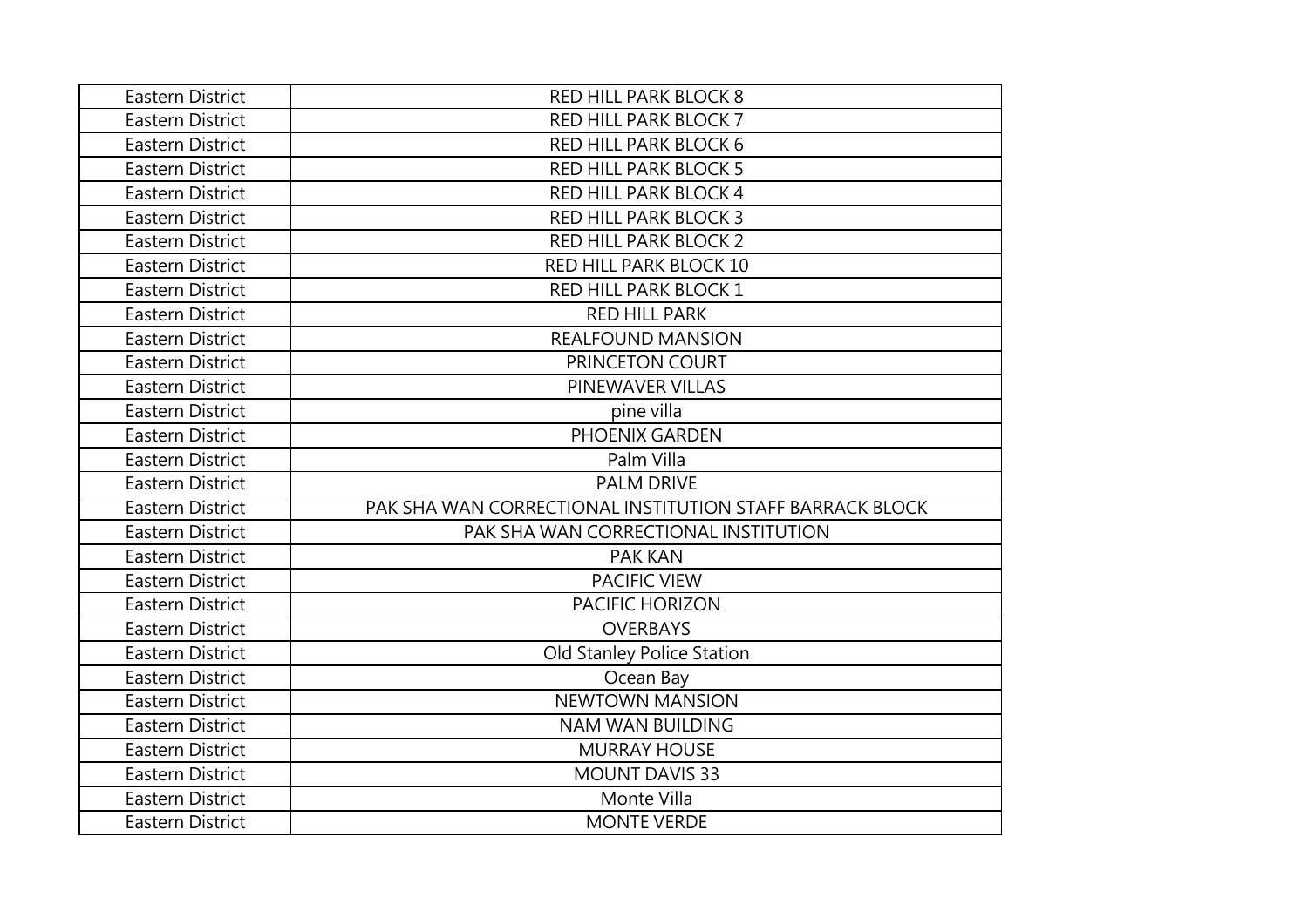| | |
|---|---|
| Eastern District | RED HILL PARK BLOCK 8 |
| Eastern District | RED HILL PARK BLOCK 7 |
| Eastern District | RED HILL PARK BLOCK 6 |
| Eastern District | RED HILL PARK BLOCK 5 |
| Eastern District | RED HILL PARK BLOCK 4 |
| Eastern District | RED HILL PARK BLOCK 3 |
| Eastern District | RED HILL PARK BLOCK 2 |
| Eastern District | RED HILL PARK BLOCK 10 |
| Eastern District | RED HILL PARK BLOCK 1 |
| Eastern District | RED HILL PARK |
| Eastern District | REALFOUND MANSION |
| Eastern District | PRINCETON COURT |
| Eastern District | PINEWAVER VILLAS |
| Eastern District | pine villa |
| Eastern District | PHOENIX GARDEN |
| Eastern District | Palm Villa |
| Eastern District | PALM DRIVE |
| Eastern District | PAK SHA WAN CORRECTIONAL INSTITUTION STAFF BARRACK BLOCK |
| Eastern District | PAK SHA WAN CORRECTIONAL INSTITUTION |
| Eastern District | PAK KAN |
| Eastern District | PACIFIC VIEW |
| Eastern District | PACIFIC HORIZON |
| Eastern District | OVERBAYS |
| Eastern District | Old Stanley Police Station |
| Eastern District | Ocean Bay |
| Eastern District | NEWTOWN MANSION |
| Eastern District | NAM WAN BUILDING |
| Eastern District | MURRAY HOUSE |
| Eastern District | MOUNT DAVIS 33 |
| Eastern District | Monte Villa |
| Eastern District | MONTE VERDE |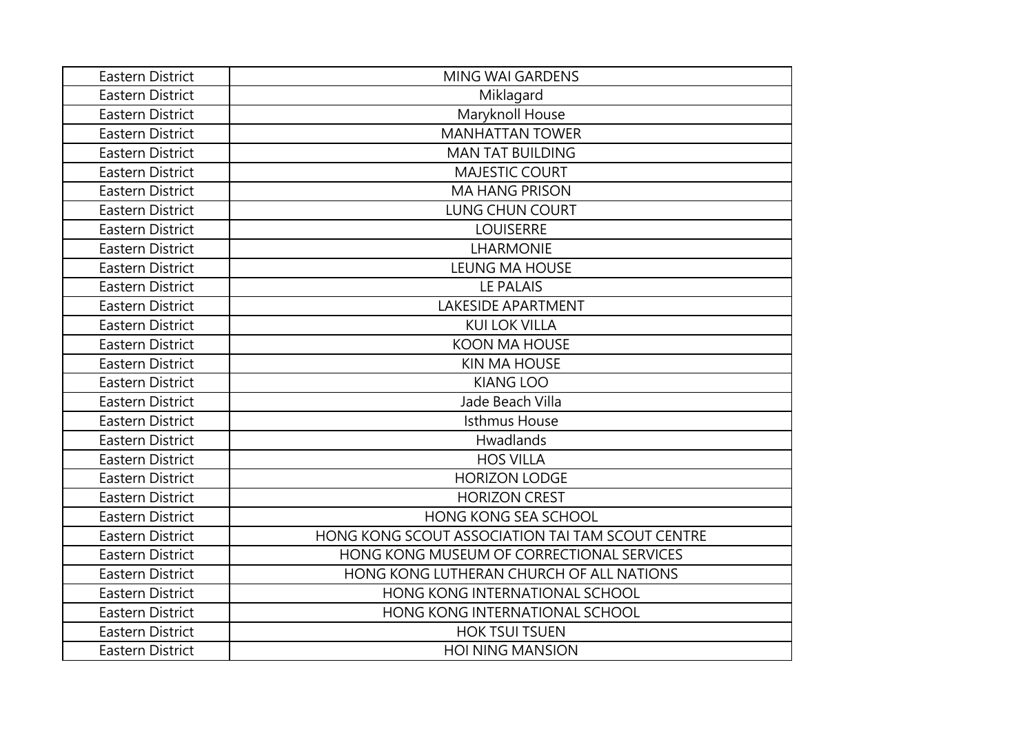| Eastern District | MING WAI GARDENS |
| --- | --- |
| Eastern District | Miklagard |
| Eastern District | Maryknoll House |
| Eastern District | MANHATTAN TOWER |
| Eastern District | MAN TAT BUILDING |
| Eastern District | MAJESTIC COURT |
| Eastern District | MA HANG PRISON |
| Eastern District | LUNG CHUN COURT |
| Eastern District | LOUISERRE |
| Eastern District | LHARMONIE |
| Eastern District | LEUNG MA HOUSE |
| Eastern District | LE PALAIS |
| Eastern District | LAKESIDE APARTMENT |
| Eastern District | KUI LOK VILLA |
| Eastern District | KOON MA HOUSE |
| Eastern District | KIN MA HOUSE |
| Eastern District | KIANG LOO |
| Eastern District | Jade Beach Villa |
| Eastern District | Isthmus House |
| Eastern District | Hwadlands |
| Eastern District | HOS VILLA |
| Eastern District | HORIZON LODGE |
| Eastern District | HORIZON CREST |
| Eastern District | HONG KONG SEA SCHOOL |
| Eastern District | HONG KONG SCOUT ASSOCIATION TAI TAM SCOUT CENTRE |
| Eastern District | HONG KONG MUSEUM OF CORRECTIONAL SERVICES |
| Eastern District | HONG KONG LUTHERAN CHURCH OF ALL NATIONS |
| Eastern District | HONG KONG INTERNATIONAL SCHOOL |
| Eastern District | HONG KONG INTERNATIONAL SCHOOL |
| Eastern District | HOK TSUI TSUEN |
| Eastern District | HOI NING MANSION |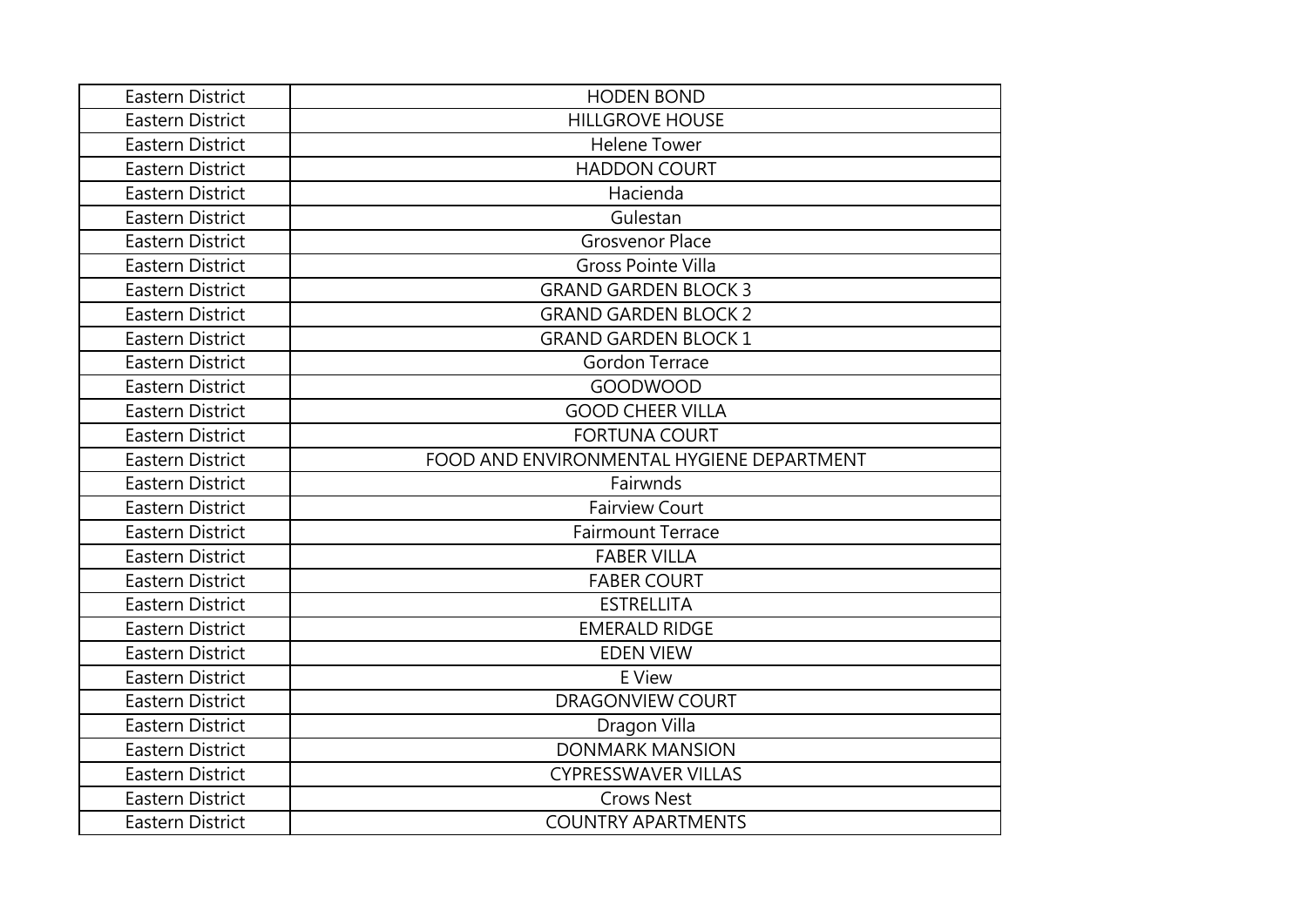| Eastern District | HODEN BOND |
|---|---|
| Eastern District | HILLGROVE HOUSE |
| Eastern District | Helene Tower |
| Eastern District | HADDON COURT |
| Eastern District | Hacienda |
| Eastern District | Gulestan |
| Eastern District | Grosvenor Place |
| Eastern District | Gross Pointe Villa |
| Eastern District | GRAND GARDEN BLOCK 3 |
| Eastern District | GRAND GARDEN BLOCK 2 |
| Eastern District | GRAND GARDEN BLOCK 1 |
| Eastern District | Gordon Terrace |
| Eastern District | GOODWOOD |
| Eastern District | GOOD CHEER VILLA |
| Eastern District | FORTUNA COURT |
| Eastern District | FOOD AND ENVIRONMENTAL HYGIENE DEPARTMENT |
| Eastern District | Fairwnds |
| Eastern District | Fairview Court |
| Eastern District | Fairmount Terrace |
| Eastern District | FABER VILLA |
| Eastern District | FABER COURT |
| Eastern District | ESTRELLITA |
| Eastern District | EMERALD RIDGE |
| Eastern District | EDEN VIEW |
| Eastern District | E View |
| Eastern District | DRAGONVIEW COURT |
| Eastern District | Dragon Villa |
| Eastern District | DONMARK MANSION |
| Eastern District | CYPRESSWAVER VILLAS |
| Eastern District | Crows Nest |
| Eastern District | COUNTRY APARTMENTS |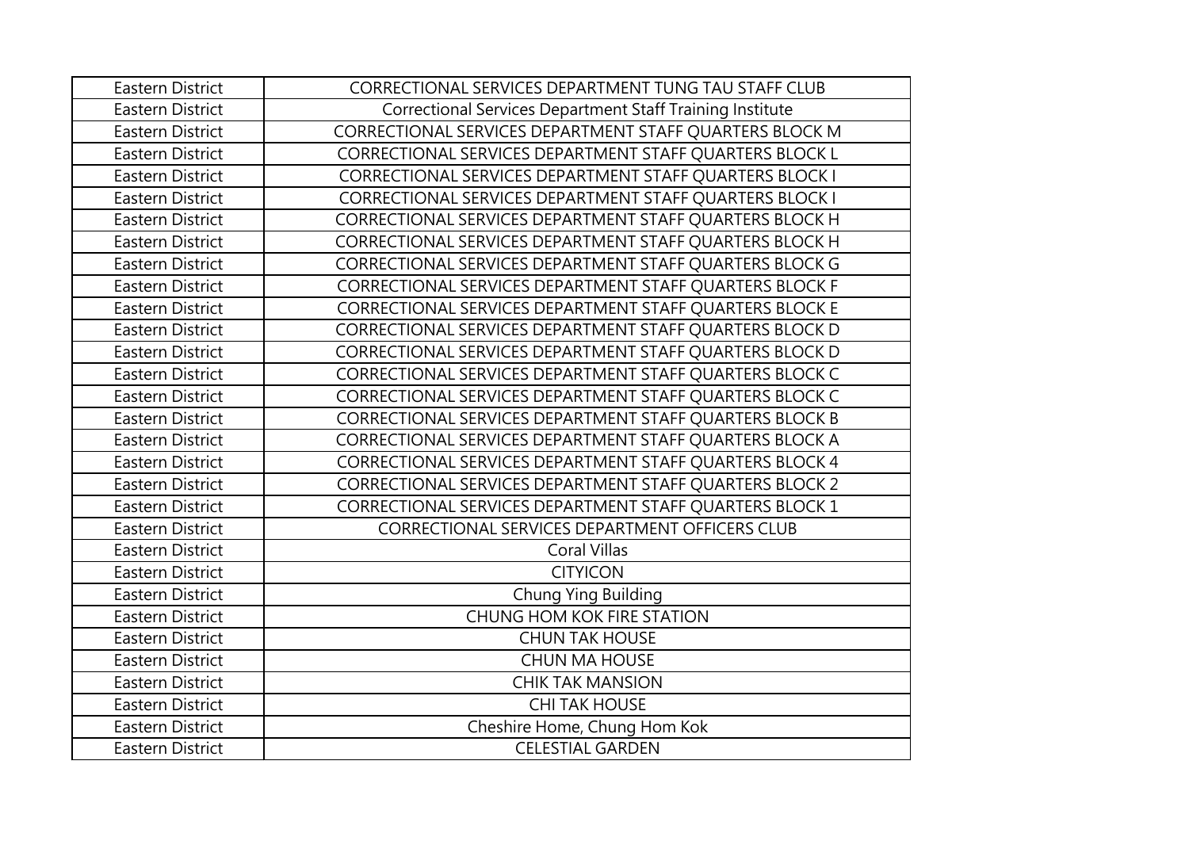| Eastern District | CORRECTIONAL SERVICES DEPARTMENT TUNG TAU STAFF CLUB |
|---|---|
| Eastern District | Correctional Services Department Staff Training Institute |
| Eastern District | CORRECTIONAL SERVICES DEPARTMENT STAFF QUARTERS BLOCK M |
| Eastern District | CORRECTIONAL SERVICES DEPARTMENT STAFF QUARTERS BLOCK L |
| Eastern District | CORRECTIONAL SERVICES DEPARTMENT STAFF QUARTERS BLOCK I |
| Eastern District | CORRECTIONAL SERVICES DEPARTMENT STAFF QUARTERS BLOCK I |
| Eastern District | CORRECTIONAL SERVICES DEPARTMENT STAFF QUARTERS BLOCK H |
| Eastern District | CORRECTIONAL SERVICES DEPARTMENT STAFF QUARTERS BLOCK H |
| Eastern District | CORRECTIONAL SERVICES DEPARTMENT STAFF QUARTERS BLOCK G |
| Eastern District | CORRECTIONAL SERVICES DEPARTMENT STAFF QUARTERS BLOCK F |
| Eastern District | CORRECTIONAL SERVICES DEPARTMENT STAFF QUARTERS BLOCK E |
| Eastern District | CORRECTIONAL SERVICES DEPARTMENT STAFF QUARTERS BLOCK D |
| Eastern District | CORRECTIONAL SERVICES DEPARTMENT STAFF QUARTERS BLOCK D |
| Eastern District | CORRECTIONAL SERVICES DEPARTMENT STAFF QUARTERS BLOCK C |
| Eastern District | CORRECTIONAL SERVICES DEPARTMENT STAFF QUARTERS BLOCK C |
| Eastern District | CORRECTIONAL SERVICES DEPARTMENT STAFF QUARTERS BLOCK B |
| Eastern District | CORRECTIONAL SERVICES DEPARTMENT STAFF QUARTERS BLOCK A |
| Eastern District | CORRECTIONAL SERVICES DEPARTMENT STAFF QUARTERS BLOCK 4 |
| Eastern District | CORRECTIONAL SERVICES DEPARTMENT STAFF QUARTERS BLOCK 2 |
| Eastern District | CORRECTIONAL SERVICES DEPARTMENT STAFF QUARTERS BLOCK 1 |
| Eastern District | CORRECTIONAL SERVICES DEPARTMENT OFFICERS CLUB |
| Eastern District | Coral Villas |
| Eastern District | CITYICON |
| Eastern District | Chung Ying Building |
| Eastern District | CHUNG HOM KOK FIRE STATION |
| Eastern District | CHUN TAK HOUSE |
| Eastern District | CHUN MA HOUSE |
| Eastern District | CHIK TAK MANSION |
| Eastern District | CHI TAK HOUSE |
| Eastern District | Cheshire Home, Chung Hom Kok |
| Eastern District | CELESTIAL GARDEN |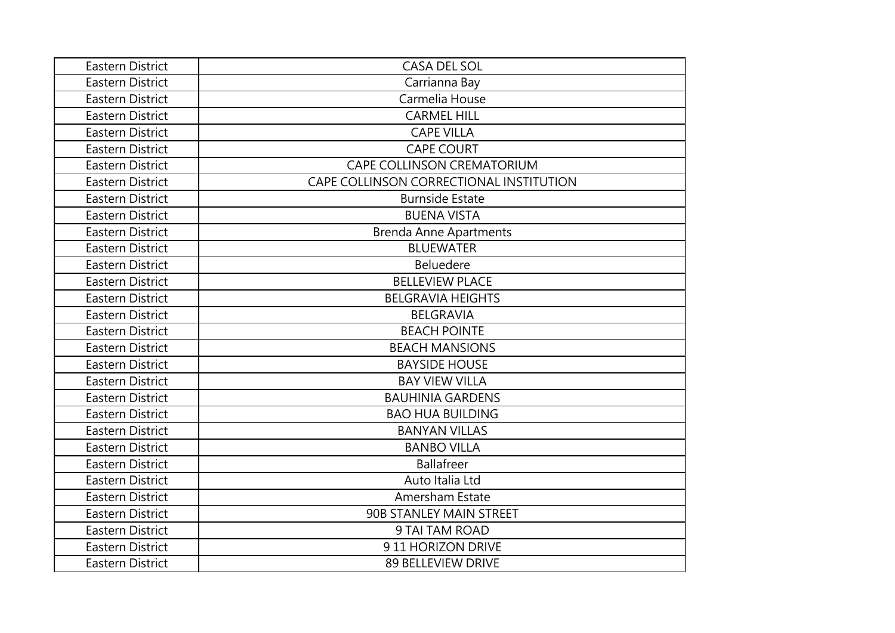| Eastern District | CASA DEL SOL |
|---|---|
| Eastern District | Carrianna Bay |
| Eastern District | Carmelia House |
| Eastern District | CARMEL HILL |
| Eastern District | CAPE VILLA |
| Eastern District | CAPE COURT |
| Eastern District | CAPE COLLINSON CREMATORIUM |
| Eastern District | CAPE COLLINSON CORRECTIONAL INSTITUTION |
| Eastern District | Burnside Estate |
| Eastern District | BUENA VISTA |
| Eastern District | Brenda Anne Apartments |
| Eastern District | BLUEWATER |
| Eastern District | Beluedere |
| Eastern District | BELLEVIEW PLACE |
| Eastern District | BELGRAVIA HEIGHTS |
| Eastern District | BELGRAVIA |
| Eastern District | BEACH POINTE |
| Eastern District | BEACH MANSIONS |
| Eastern District | BAYSIDE HOUSE |
| Eastern District | BAY VIEW VILLA |
| Eastern District | BAUHINIA GARDENS |
| Eastern District | BAO HUA BUILDING |
| Eastern District | BANYAN VILLAS |
| Eastern District | BANBO VILLA |
| Eastern District | Ballafreer |
| Eastern District | Auto Italia Ltd |
| Eastern District | Amersham Estate |
| Eastern District | 90B STANLEY MAIN STREET |
| Eastern District | 9 TAI TAM ROAD |
| Eastern District | 9 11 HORIZON DRIVE |
| Eastern District | 89 BELLEVIEW DRIVE |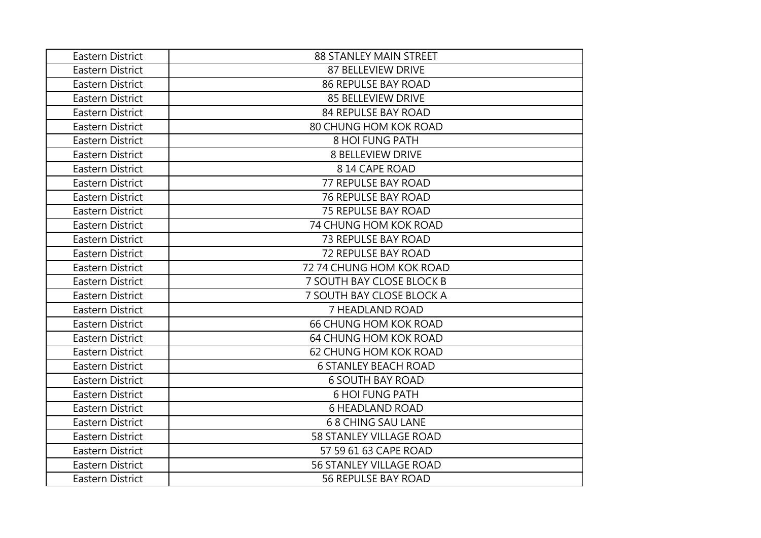| Eastern District | 88 STANLEY MAIN STREET |
|---|---|
| Eastern District | 87 BELLEVIEW DRIVE |
| Eastern District | 86 REPULSE BAY ROAD |
| Eastern District | 85 BELLEVIEW DRIVE |
| Eastern District | 84 REPULSE BAY ROAD |
| Eastern District | 80 CHUNG HOM KOK ROAD |
| Eastern District | 8 HOI FUNG PATH |
| Eastern District | 8 BELLEVIEW DRIVE |
| Eastern District | 8 14 CAPE ROAD |
| Eastern District | 77 REPULSE BAY ROAD |
| Eastern District | 76 REPULSE BAY ROAD |
| Eastern District | 75 REPULSE BAY ROAD |
| Eastern District | 74 CHUNG HOM KOK ROAD |
| Eastern District | 73 REPULSE BAY ROAD |
| Eastern District | 72 REPULSE BAY ROAD |
| Eastern District | 72 74 CHUNG HOM KOK ROAD |
| Eastern District | 7 SOUTH BAY CLOSE BLOCK B |
| Eastern District | 7 SOUTH BAY CLOSE BLOCK A |
| Eastern District | 7 HEADLAND ROAD |
| Eastern District | 66 CHUNG HOM KOK ROAD |
| Eastern District | 64 CHUNG HOM KOK ROAD |
| Eastern District | 62 CHUNG HOM KOK ROAD |
| Eastern District | 6 STANLEY BEACH ROAD |
| Eastern District | 6 SOUTH BAY ROAD |
| Eastern District | 6 HOI FUNG PATH |
| Eastern District | 6 HEADLAND ROAD |
| Eastern District | 6 8 CHING SAU LANE |
| Eastern District | 58 STANLEY VILLAGE ROAD |
| Eastern District | 57 59 61 63 CAPE ROAD |
| Eastern District | 56 STANLEY VILLAGE ROAD |
| Eastern District | 56 REPULSE BAY ROAD |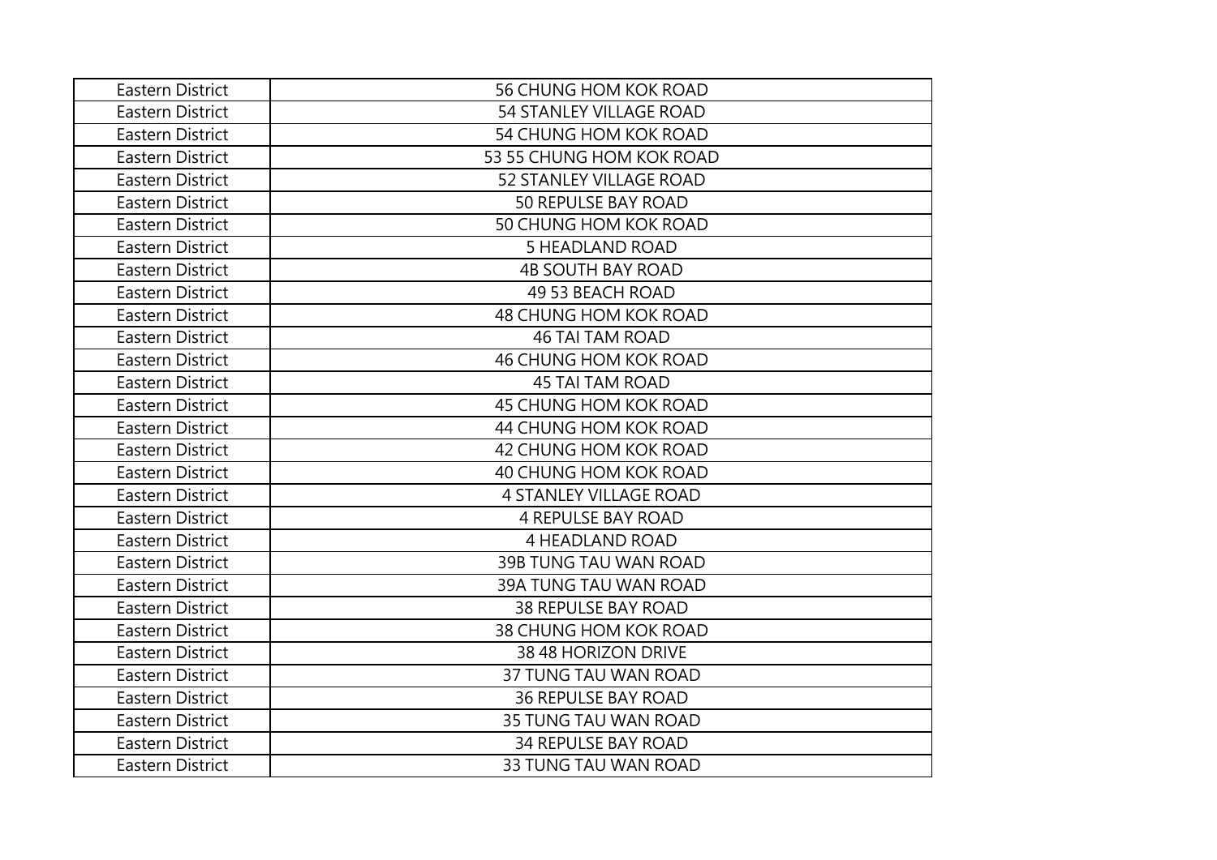| Eastern District | 56 CHUNG HOM KOK ROAD |
|---|---|
| Eastern District | 54 STANLEY VILLAGE ROAD |
| Eastern District | 54 CHUNG HOM KOK ROAD |
| Eastern District | 53 55 CHUNG HOM KOK ROAD |
| Eastern District | 52 STANLEY VILLAGE ROAD |
| Eastern District | 50 REPULSE BAY ROAD |
| Eastern District | 50 CHUNG HOM KOK ROAD |
| Eastern District | 5 HEADLAND ROAD |
| Eastern District | 4B SOUTH BAY ROAD |
| Eastern District | 49 53 BEACH ROAD |
| Eastern District | 48 CHUNG HOM KOK ROAD |
| Eastern District | 46 TAI TAM ROAD |
| Eastern District | 46 CHUNG HOM KOK ROAD |
| Eastern District | 45 TAI TAM ROAD |
| Eastern District | 45 CHUNG HOM KOK ROAD |
| Eastern District | 44 CHUNG HOM KOK ROAD |
| Eastern District | 42 CHUNG HOM KOK ROAD |
| Eastern District | 40 CHUNG HOM KOK ROAD |
| Eastern District | 4 STANLEY VILLAGE ROAD |
| Eastern District | 4 REPULSE BAY ROAD |
| Eastern District | 4 HEADLAND ROAD |
| Eastern District | 39B TUNG TAU WAN ROAD |
| Eastern District | 39A TUNG TAU WAN ROAD |
| Eastern District | 38 REPULSE BAY ROAD |
| Eastern District | 38 CHUNG HOM KOK ROAD |
| Eastern District | 38 48 HORIZON DRIVE |
| Eastern District | 37 TUNG TAU WAN ROAD |
| Eastern District | 36 REPULSE BAY ROAD |
| Eastern District | 35 TUNG TAU WAN ROAD |
| Eastern District | 34 REPULSE BAY ROAD |
| Eastern District | 33 TUNG TAU WAN ROAD |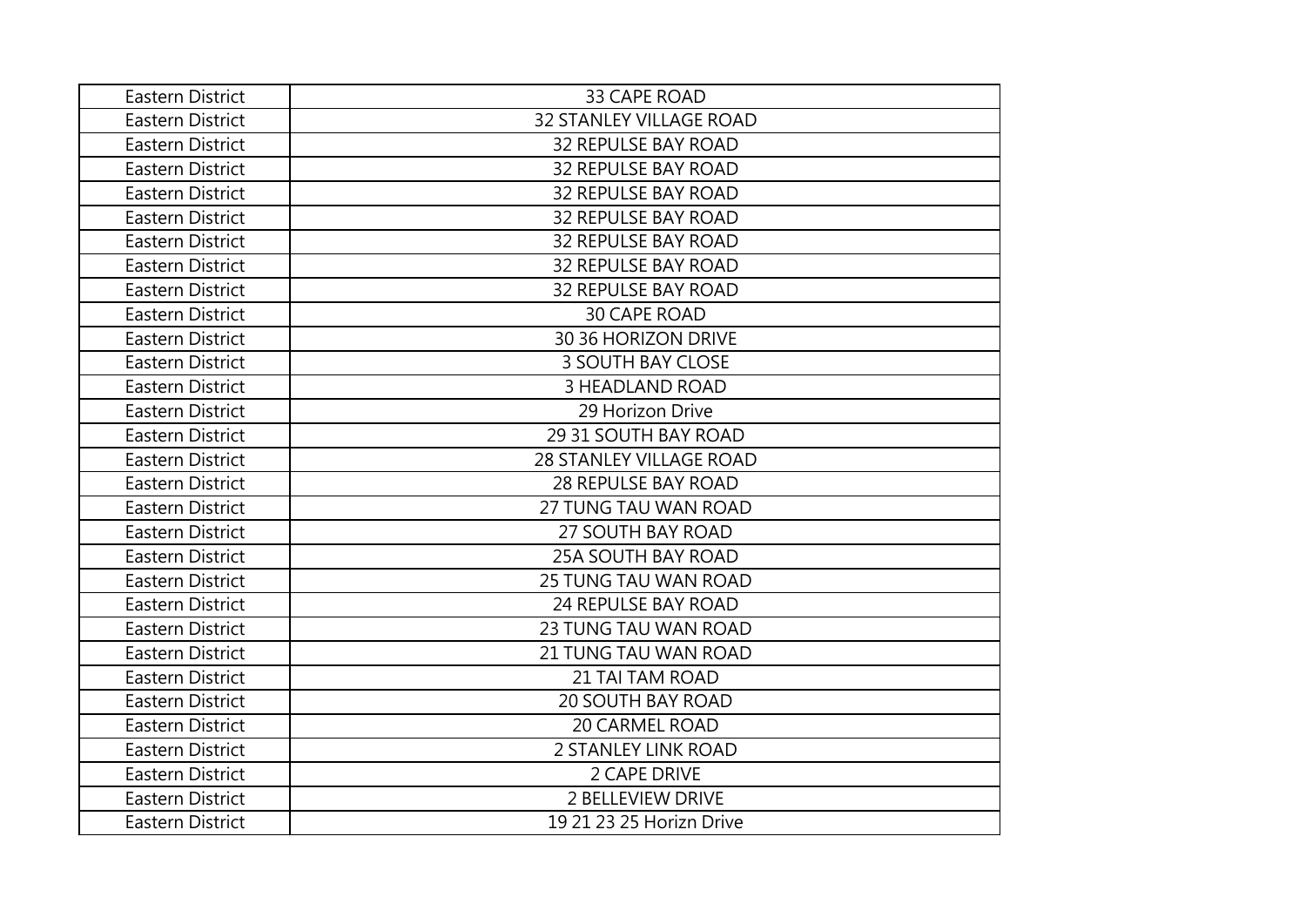| Eastern District | 33 CAPE ROAD |
|---|---|
| Eastern District | 32 STANLEY VILLAGE ROAD |
| Eastern District | 32 REPULSE BAY ROAD |
| Eastern District | 32 REPULSE BAY ROAD |
| Eastern District | 32 REPULSE BAY ROAD |
| Eastern District | 32 REPULSE BAY ROAD |
| Eastern District | 32 REPULSE BAY ROAD |
| Eastern District | 32 REPULSE BAY ROAD |
| Eastern District | 32 REPULSE BAY ROAD |
| Eastern District | 30 CAPE ROAD |
| Eastern District | 30 36 HORIZON DRIVE |
| Eastern District | 3 SOUTH BAY CLOSE |
| Eastern District | 3 HEADLAND ROAD |
| Eastern District | 29 Horizon Drive |
| Eastern District | 29 31 SOUTH BAY ROAD |
| Eastern District | 28 STANLEY VILLAGE ROAD |
| Eastern District | 28 REPULSE BAY ROAD |
| Eastern District | 27 TUNG TAU WAN ROAD |
| Eastern District | 27 SOUTH BAY ROAD |
| Eastern District | 25A SOUTH BAY ROAD |
| Eastern District | 25 TUNG TAU WAN ROAD |
| Eastern District | 24 REPULSE BAY ROAD |
| Eastern District | 23 TUNG TAU WAN ROAD |
| Eastern District | 21 TUNG TAU WAN ROAD |
| Eastern District | 21 TAI TAM ROAD |
| Eastern District | 20 SOUTH BAY ROAD |
| Eastern District | 20 CARMEL ROAD |
| Eastern District | 2 STANLEY LINK ROAD |
| Eastern District | 2 CAPE DRIVE |
| Eastern District | 2 BELLEVIEW DRIVE |
| Eastern District | 19 21 23 25 Horizn Drive |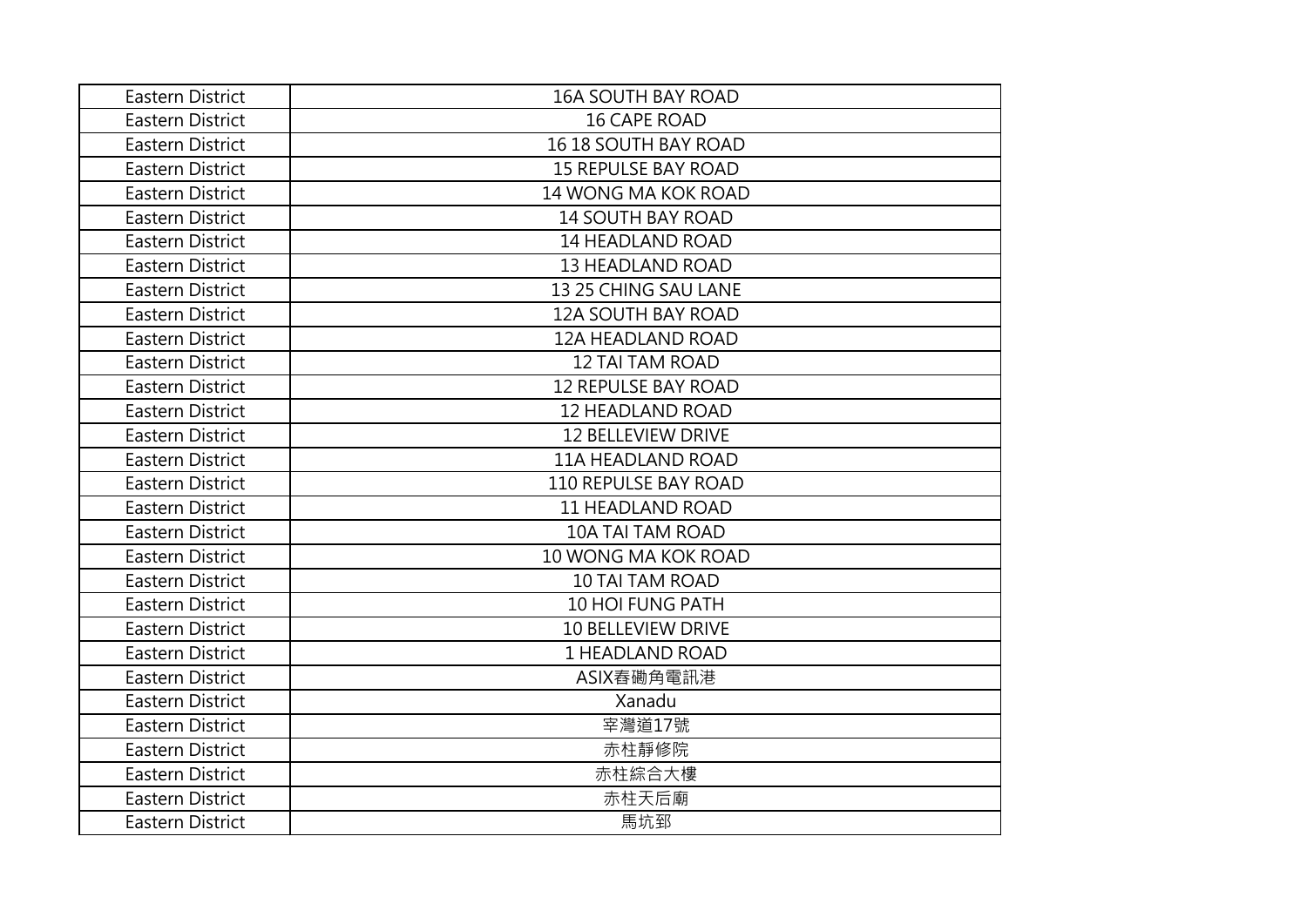| Eastern District | 16A SOUTH BAY ROAD |
|---|---|
| Eastern District | 16 CAPE ROAD |
| Eastern District | 16 18 SOUTH BAY ROAD |
| Eastern District | 15 REPULSE BAY ROAD |
| Eastern District | 14 WONG MA KOK ROAD |
| Eastern District | 14 SOUTH BAY ROAD |
| Eastern District | 14 HEADLAND ROAD |
| Eastern District | 13 HEADLAND ROAD |
| Eastern District | 13 25 CHING SAU LANE |
| Eastern District | 12A SOUTH BAY ROAD |
| Eastern District | 12A HEADLAND ROAD |
| Eastern District | 12 TAI TAM ROAD |
| Eastern District | 12 REPULSE BAY ROAD |
| Eastern District | 12 HEADLAND ROAD |
| Eastern District | 12 BELLEVIEW DRIVE |
| Eastern District | 11A HEADLAND ROAD |
| Eastern District | 110 REPULSE BAY ROAD |
| Eastern District | 11 HEADLAND ROAD |
| Eastern District | 10A TAI TAM ROAD |
| Eastern District | 10 WONG MA KOK ROAD |
| Eastern District | 10 TAI TAM ROAD |
| Eastern District | 10 HOI FUNG PATH |
| Eastern District | 10 BELLEVIEW DRIVE |
| Eastern District | 1 HEADLAND ROAD |
| Eastern District | ASIX舂磡角電訊港 |
| Eastern District | Xanadu |
| Eastern District | 宰灣道17號 |
| Eastern District | 赤柱靜修院 |
| Eastern District | 赤柱綜合大樓 |
| Eastern District | 赤柱天后廟 |
| Eastern District | 馬坑邨 |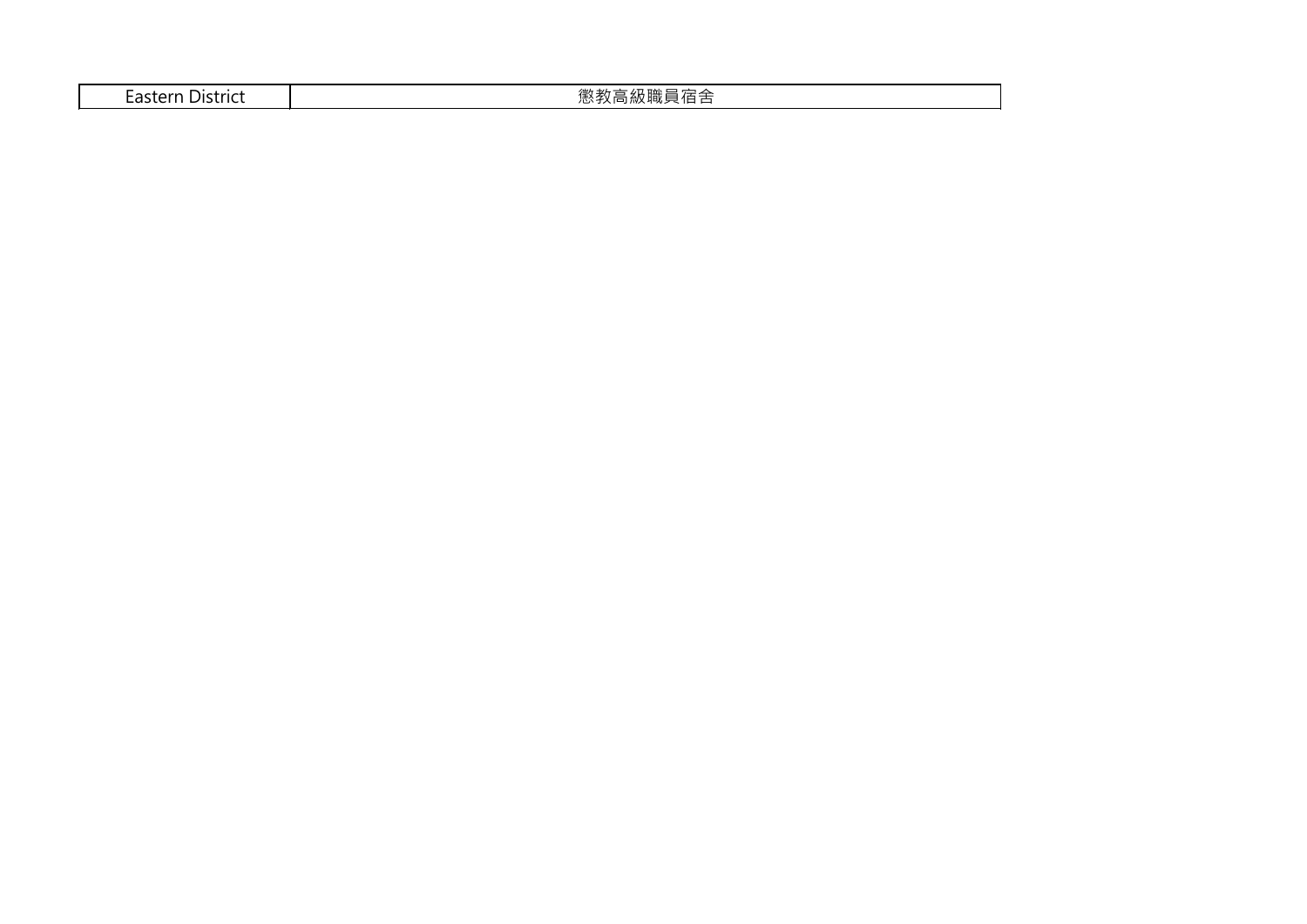| | |
|---|---|
| Eastern District | 懲教高級職員宿舍 |